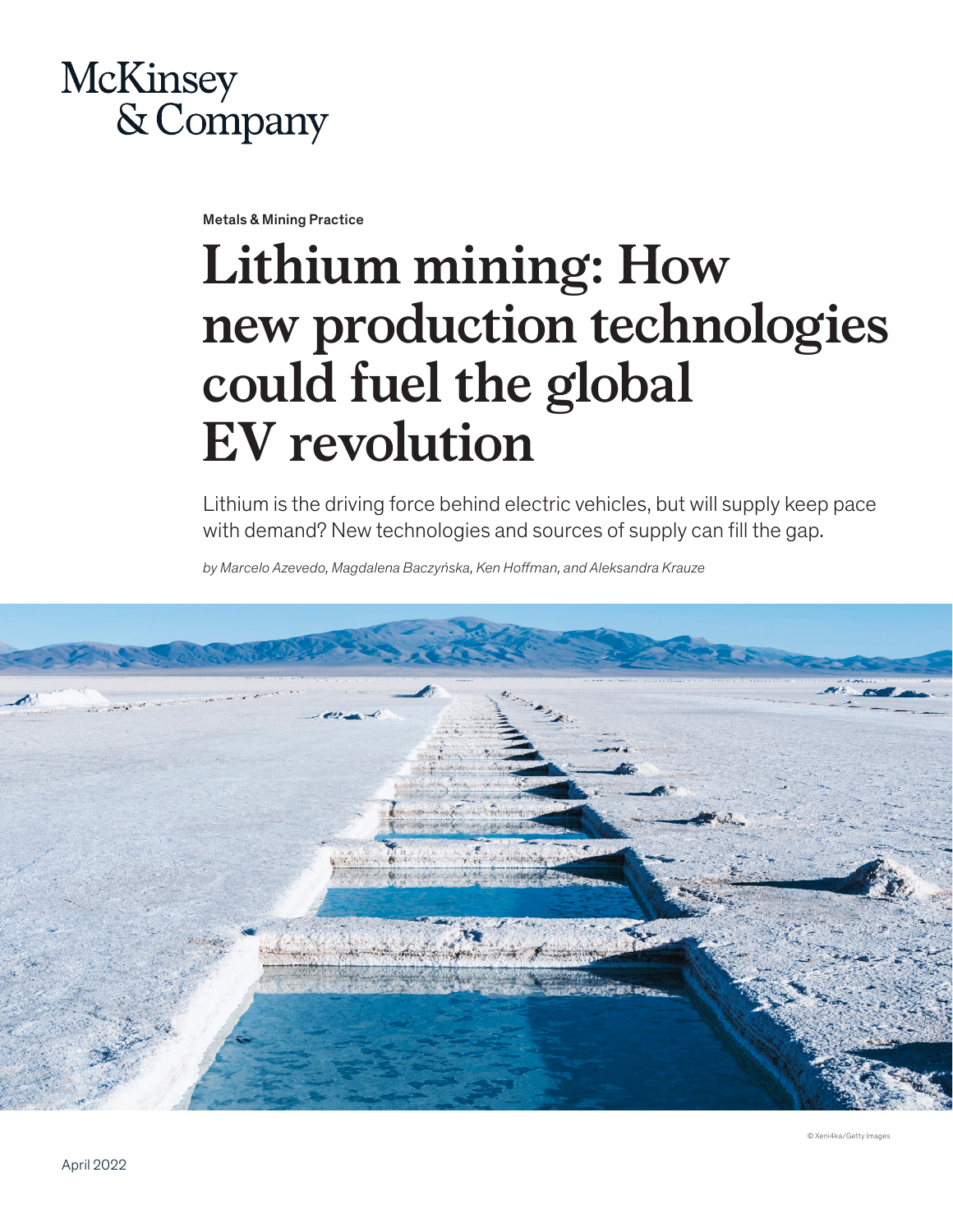McKinsey & Company

Metals & Mining Practice

# Lithium mining: How new production technologies could fuel the global EV revolution

Lithium is the driving force behind electric vehicles, but will supply keep pace with demand? New technologies and sources of supply can fill the gap.

*by Marcelo Azevedo, Magdalena Baczyńska, Ken Hoffman, and Aleksandra Krauze*

© Xeni4ka/Getty Images

April 2022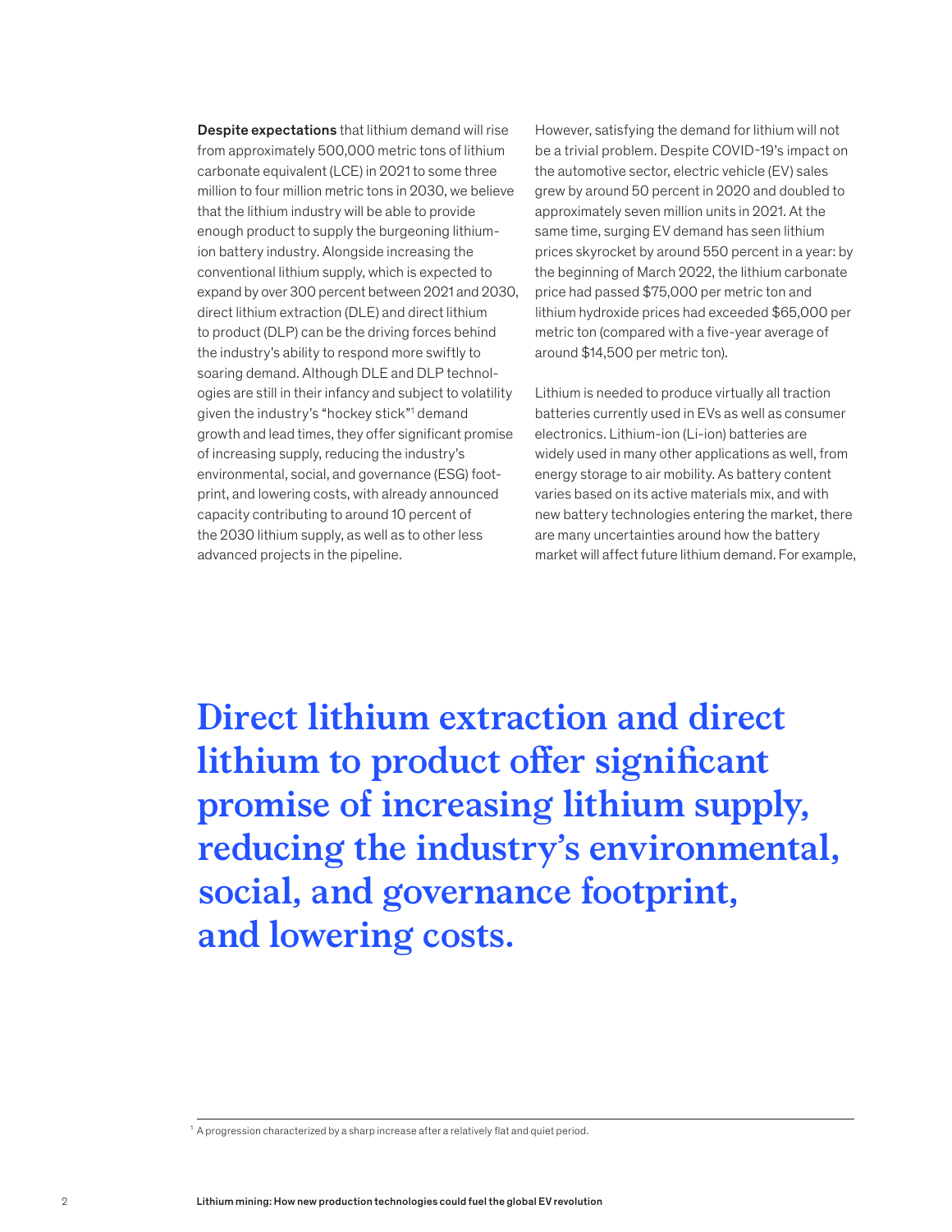**Despite expectations** that lithium demand will rise from approximately 500,000 metric tons of lithium carbonate equivalent (LCE) in 2021 to some three million to four million metric tons in 2030, we believe that the lithium industry will be able to provide enough product to supply the burgeoning lithium-ion battery industry. Alongside increasing the conventional lithium supply, which is expected to expand by over 300 percent between 2021 and 2030, direct lithium extraction (DLE) and direct lithium to product (DLP) can be the driving forces behind the industry's ability to respond more swiftly to soaring demand. Although DLE and DLP technologies are still in their infancy and subject to volatility given the industry's "hockey stick"[1] demand growth and lead times, they offer significant promise of increasing supply, reducing the industry's environmental, social, and governance (ESG) footprint, and lowering costs, with already announced capacity contributing to around 10 percent of the 2030 lithium supply, as well as to other less advanced projects in the pipeline.

However, satisfying the demand for lithium will not be a trivial problem. Despite COVID-19's impact on the automotive sector, electric vehicle (EV) sales grew by around 50 percent in 2020 and doubled to approximately seven million units in 2021. At the same time, surging EV demand has seen lithium prices skyrocket by around 550 percent in a year: by the beginning of March 2022, the lithium carbonate price had passed $75,000 per metric ton and lithium hydroxide prices had exceeded $65,000 per metric ton (compared with a five-year average of around $14,500 per metric ton).

Lithium is needed to produce virtually all traction batteries currently used in EVs as well as consumer electronics. Lithium-ion (Li-ion) batteries are widely used in many other applications as well, from energy storage to air mobility. As battery content varies based on its active materials mix, and with new battery technologies entering the market, there are many uncertainties around how the battery market will affect future lithium demand. For example,

**Direct lithium extraction and direct lithium to product offer significant promise of increasing lithium supply, reducing the industry's environmental, social, and governance footprint, and lowering costs.**

[1] A progression characterized by a sharp increase after a relatively flat and quiet period.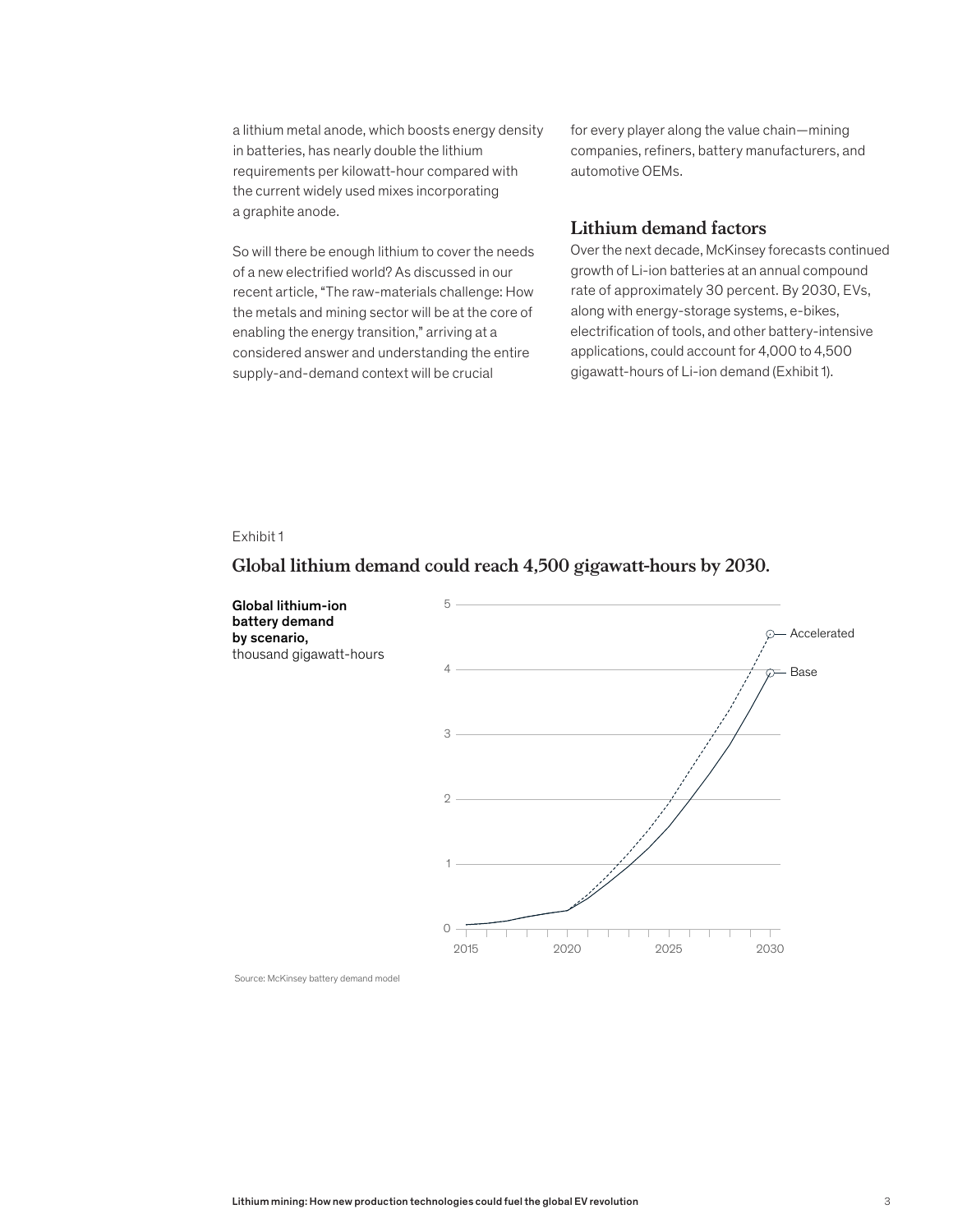a lithium metal anode, which boosts energy density in batteries, has nearly double the lithium requirements per kilowatt-hour compared with the current widely used mixes incorporating a graphite anode.

So will there be enough lithium to cover the needs of a new electrified world? As discussed in our recent article, "The raw-materials challenge: How the metals and mining sector will be at the core of enabling the energy transition," arriving at a considered answer and understanding the entire supply-and-demand context will be crucial for every player along the value chain—mining companies, refiners, battery manufacturers, and automotive OEMs.

## Lithium demand factors

Over the next decade, McKinsey forecasts continued growth of Li-ion batteries at an annual compound rate of approximately 30 percent. By 2030, EVs, along with energy-storage systems, e-bikes, electrification of tools, and other battery-intensive applications, could account for 4,000 to 4,500 gigawatt-hours of Li-ion demand (Exhibit 1).

Exhibit 1

### Global lithium demand could reach 4,500 gigawatt-hours by 2030.

**Global lithium-ion battery demand by scenario,** thousand gigawatt-hours

Source: McKinsey battery demand model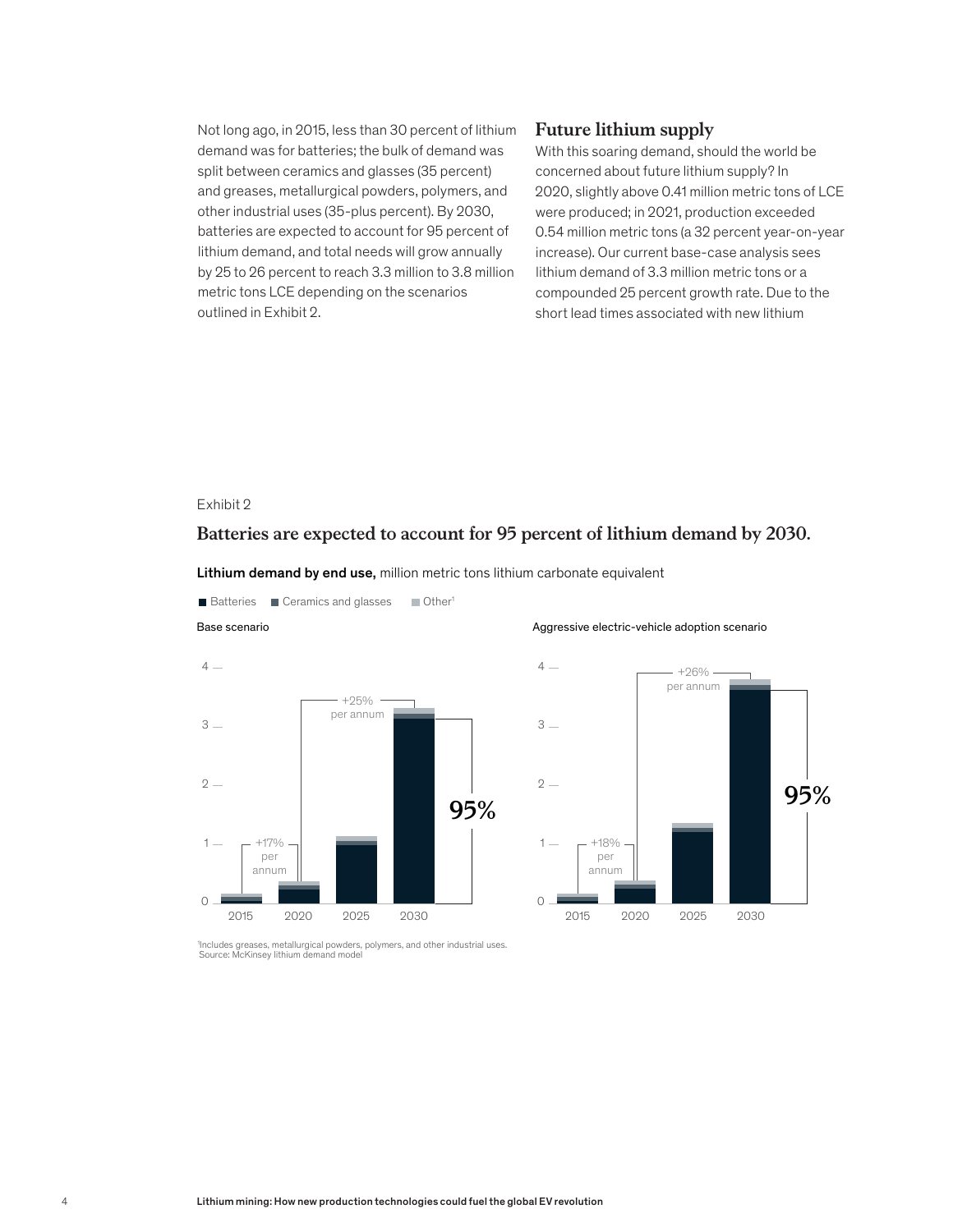Not long ago, in 2015, less than 30 percent of lithium demand was for batteries; the bulk of demand was split between ceramics and glasses (35 percent) and greases, metallurgical powders, polymers, and other industrial uses (35-plus percent). By 2030, batteries are expected to account for 95 percent of lithium demand, and total needs will grow annually by 25 to 26 percent to reach 3.3 million to 3.8 million metric tons LCE depending on the scenarios outlined in Exhibit 2.

## Future lithium supply

With this soaring demand, should the world be concerned about future lithium supply? In 2020, slightly above 0.41 million metric tons of LCE were produced; in 2021, production exceeded 0.54 million metric tons (a 32 percent year-on-year increase). Our current base-case analysis sees lithium demand of 3.3 million metric tons or a compounded 25 percent growth rate. Due to the short lead times associated with new lithium

Exhibit 2

### Batteries are expected to account for 95 percent of lithium demand by 2030.

**Lithium demand by end use,** million metric tons lithium carbonate equivalent

■ Batteries ■ Ceramics and glasses ■ Other[1]

Base scenario

- 2015–2020: +17% per annum
- 2020–2030: +25% per annum
- 2030: Batteries 95%

Aggressive electric-vehicle adoption scenario

- 2015–2020: +18% per annum
- 2020–2030: +26% per annum
- 2030: Batteries 95%

[1]Includes greases, metallurgical powders, polymers, and other industrial uses.
Source: McKinsey lithium demand model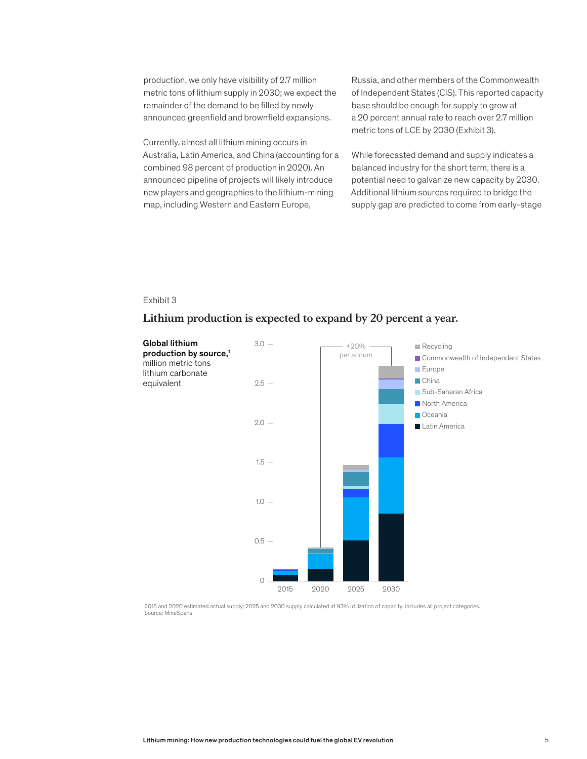production, we only have visibility of 2.7 million metric tons of lithium supply in 2030; we expect the remainder of the demand to be filled by newly announced greenfield and brownfield expansions.

Currently, almost all lithium mining occurs in Australia, Latin America, and China (accounting for a combined 98 percent of production in 2020). An announced pipeline of projects will likely introduce new players and geographies to the lithium-mining map, including Western and Eastern Europe, Russia, and other members of the Commonwealth of Independent States (CIS). This reported capacity base should be enough for supply to grow at a 20 percent annual rate to reach over 2.7 million metric tons of LCE by 2030 (Exhibit 3).

While forecasted demand and supply indicates a balanced industry for the short term, there is a potential need to galvanize new capacity by 2030. Additional lithium sources required to bridge the supply gap are predicted to come from early-stage

Exhibit 3

## Lithium production is expected to expand by 20 percent a year.

**Global lithium production by source,**[1] million metric tons lithium carbonate equivalent

[1]2015 and 2020 estimated actual supply; 2025 and 2030 supply calculated at 93% utilization of capacity; includes all project categories.
Source: MineSpans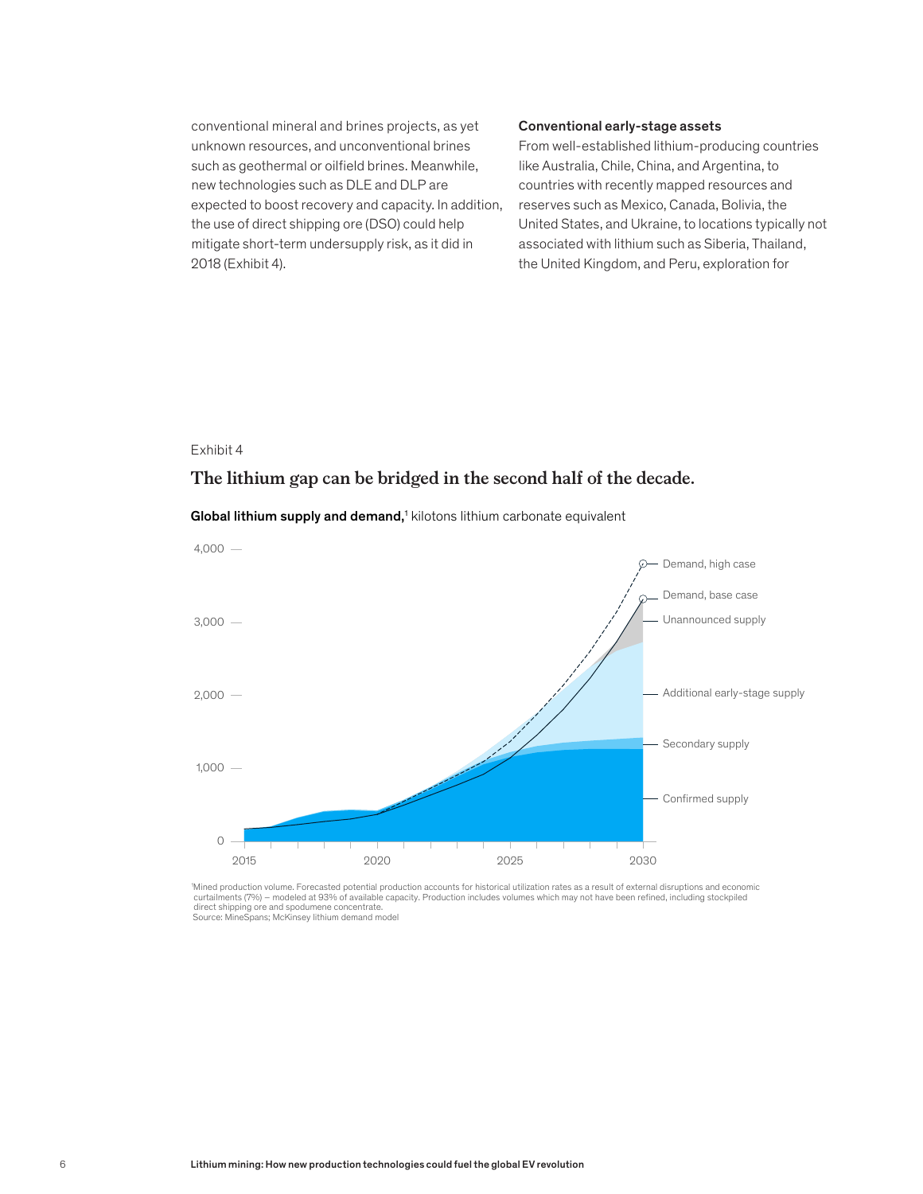conventional mineral and brines projects, as yet unknown resources, and unconventional brines such as geothermal or oilfield brines. Meanwhile, new technologies such as DLE and DLP are expected to boost recovery and capacity. In addition, the use of direct shipping ore (DSO) could help mitigate short-term undersupply risk, as it did in 2018 (Exhibit 4).

**Conventional early-stage assets**

From well-established lithium-producing countries like Australia, Chile, China, and Argentina, to countries with recently mapped resources and reserves such as Mexico, Canada, Bolivia, the United States, and Ukraine, to locations typically not associated with lithium such as Siberia, Thailand, the United Kingdom, and Peru, exploration for

Exhibit 4

## The lithium gap can be bridged in the second half of the decade.

**Global lithium supply and demand,**[1] kilotons lithium carbonate equivalent

[1]Mined production volume. Forecasted potential production accounts for historical utilization rates as a result of external disruptions and economic curtailments (7%) — modeled at 93% of available capacity. Production includes volumes which may not have been refined, including stockpiled direct shipping ore and spodumene concentrate.
Source: MineSpans; McKinsey lithium demand model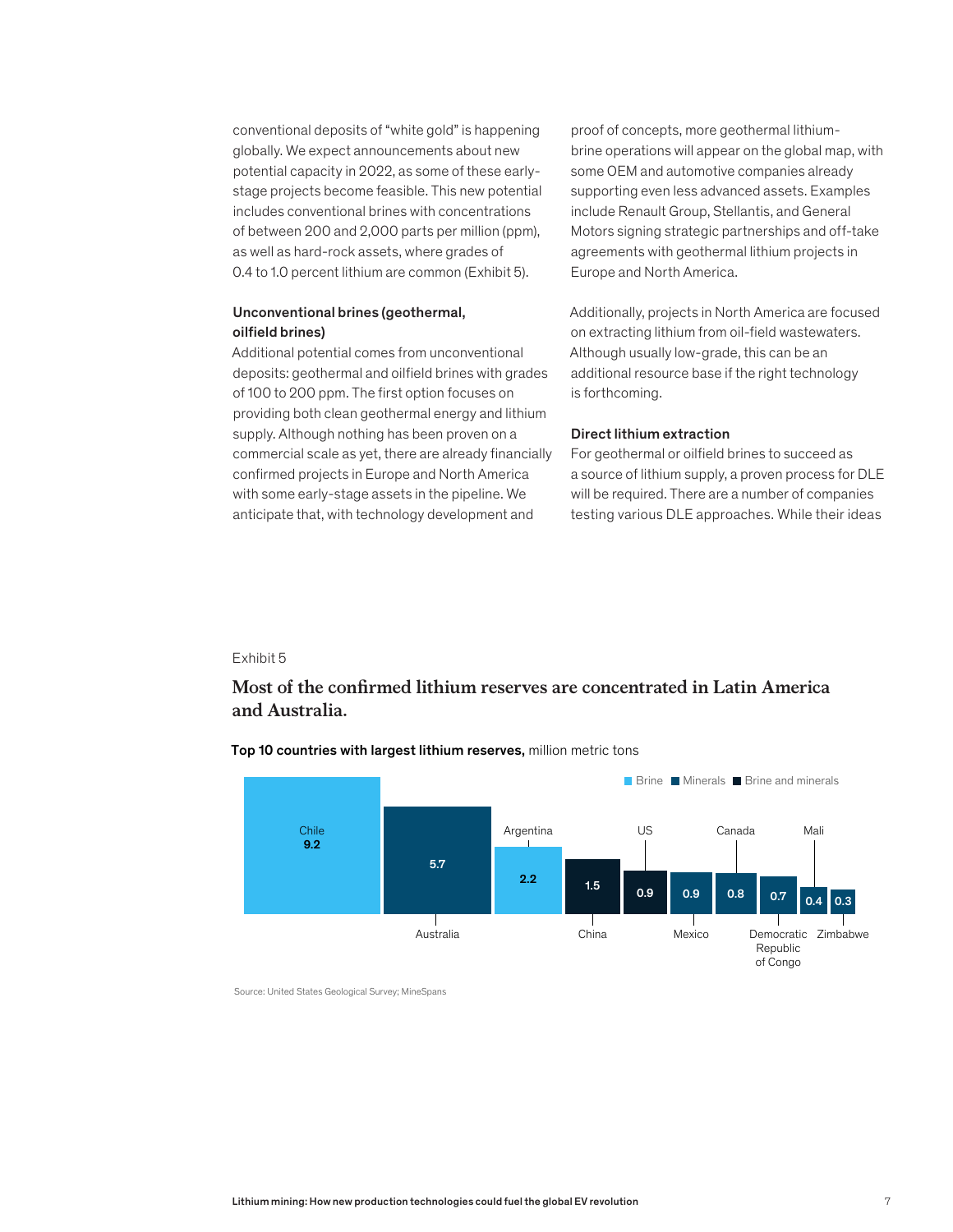conventional deposits of "white gold" is happening globally. We expect announcements about new potential capacity in 2022, as some of these early-stage projects become feasible. This new potential includes conventional brines with concentrations of between 200 and 2,000 parts per million (ppm), as well as hard-rock assets, where grades of 0.4 to 1.0 percent lithium are common (Exhibit 5).

### Unconventional brines (geothermal, oilfield brines)

Additional potential comes from unconventional deposits: geothermal and oilfield brines with grades of 100 to 200 ppm. The first option focuses on providing both clean geothermal energy and lithium supply. Although nothing has been proven on a commercial scale as yet, there are already financially confirmed projects in Europe and North America with some early-stage assets in the pipeline. We anticipate that, with technology development and proof of concepts, more geothermal lithium-brine operations will appear on the global map, with some OEM and automotive companies already supporting even less advanced assets. Examples include Renault Group, Stellantis, and General Motors signing strategic partnerships and off-take agreements with geothermal lithium projects in Europe and North America.

Additionally, projects in North America are focused on extracting lithium from oil-field wastewaters. Although usually low-grade, this can be an additional resource base if the right technology is forthcoming.

### Direct lithium extraction

For geothermal or oilfield brines to succeed as a source of lithium supply, a proven process for DLE will be required. There are a number of companies testing various DLE approaches. While their ideas

Exhibit 5

## Most of the confirmed lithium reserves are concentrated in Latin America and Australia.

**Top 10 countries with largest lithium reserves,** million metric tons

| Country | Reserves | Type |
|---|---|---|
| Chile | 9.2 | Brine |
| Australia | 5.7 | Minerals |
| Argentina | 2.2 | Brine |
| China | 1.5 | Brine and minerals |
| US | 0.9 | Brine and minerals |
| Mexico | 0.9 | Minerals |
| Canada | 0.8 | Minerals |
| Democratic Republic of Congo | 0.7 | Minerals |
| Mali | 0.4 | Minerals |
| Zimbabwe | 0.3 | Minerals |

Source: United States Geological Survey; MineSpans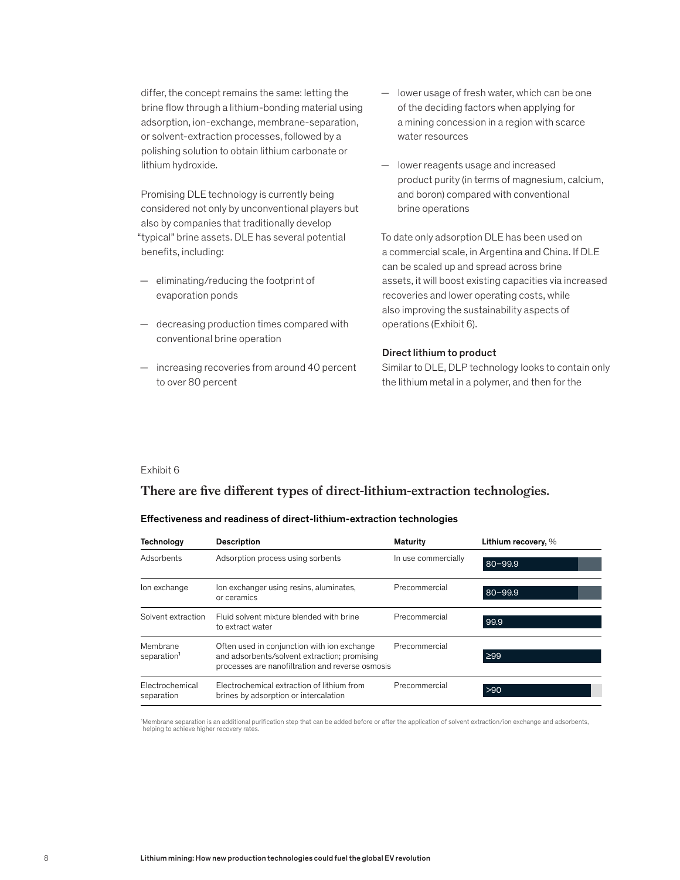differ, the concept remains the same: letting the brine flow through a lithium-bonding material using adsorption, ion-exchange, membrane-separation, or solvent-extraction processes, followed by a polishing solution to obtain lithium carbonate or lithium hydroxide.

Promising DLE technology is currently being considered not only by unconventional players but also by companies that traditionally develop "typical" brine assets. DLE has several potential benefits, including:

- eliminating/reducing the footprint of evaporation ponds
- decreasing production times compared with conventional brine operation
- increasing recoveries from around 40 percent to over 80 percent
- lower usage of fresh water, which can be one of the deciding factors when applying for a mining concession in a region with scarce water resources
- lower reagents usage and increased product purity (in terms of magnesium, calcium, and boron) compared with conventional brine operations

To date only adsorption DLE has been used on a commercial scale, in Argentina and China. If DLE can be scaled up and spread across brine assets, it will boost existing capacities via increased recoveries and lower operating costs, while also improving the sustainability aspects of operations (Exhibit 6).

**Direct lithium to product**

Similar to DLE, DLP technology looks to contain only the lithium metal in a polymer, and then for the

Exhibit 6

## There are five different types of direct-lithium-extraction technologies.

**Effectiveness and readiness of direct-lithium-extraction technologies**

| Technology | Description | Maturity | Lithium recovery, % |
|---|---|---|---|
| Adsorbents | Adsorption process using sorbents | In use commercially | 80–99.9 |
| Ion exchange | Ion exchanger using resins, aluminates, or ceramics | Precommercial | 80–99.9 |
| Solvent extraction | Fluid solvent mixture blended with brine to extract water | Precommercial | 99.9 |
| Membrane separation[1] | Often used in conjunction with ion exchange and adsorbents/solvent extraction; promising processes are nanofiltration and reverse osmosis | Precommercial | ≥99 |
| Electrochemical separation | Electrochemical extraction of lithium from brines by adsorption or intercalation | Precommercial | >90 |

[1]Membrane separation is an additional purification step that can be added before or after the application of solvent extraction/ion exchange and adsorbents, helping to achieve higher recovery rates.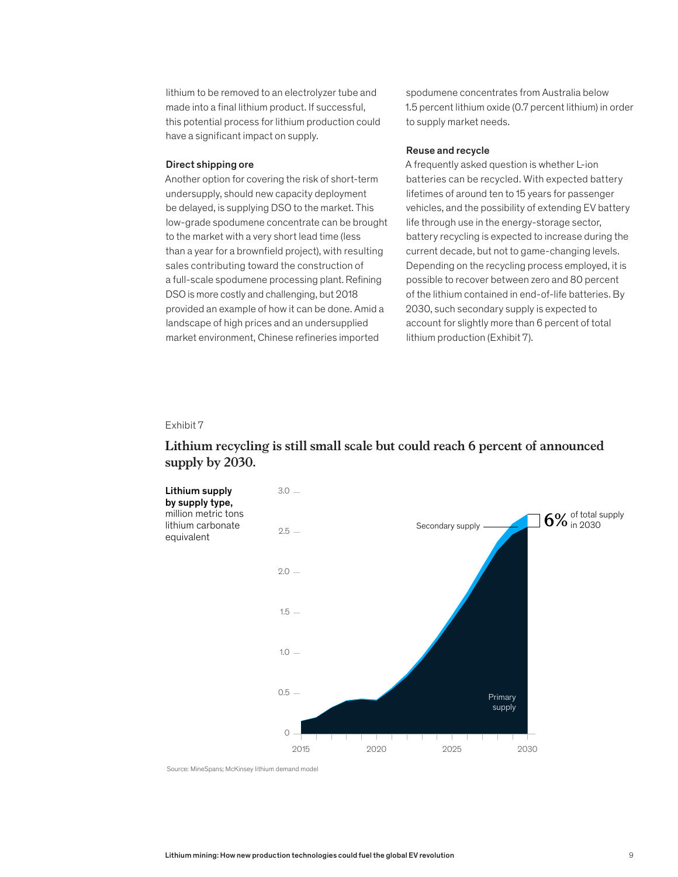lithium to be removed to an electrolyzer tube and made into a final lithium product. If successful, this potential process for lithium production could have a significant impact on supply.

### Direct shipping ore

Another option for covering the risk of short-term undersupply, should new capacity deployment be delayed, is supplying DSO to the market. This low-grade spodumene concentrate can be brought to the market with a very short lead time (less than a year for a brownfield project), with resulting sales contributing toward the construction of a full-scale spodumene processing plant. Refining DSO is more costly and challenging, but 2018 provided an example of how it can be done. Amid a landscape of high prices and an undersupplied market environment, Chinese refineries imported spodumene concentrates from Australia below 1.5 percent lithium oxide (0.7 percent lithium) in order to supply market needs.

### Reuse and recycle

A frequently asked question is whether L-ion batteries can be recycled. With expected battery lifetimes of around ten to 15 years for passenger vehicles, and the possibility of extending EV battery life through use in the energy-storage sector, battery recycling is expected to increase during the current decade, but not to game-changing levels. Depending on the recycling process employed, it is possible to recover between zero and 80 percent of the lithium contained in end-of-life batteries. By 2030, such secondary supply is expected to account for slightly more than 6 percent of total lithium production (Exhibit 7).

Exhibit 7

**Lithium recycling is still small scale but could reach 6 percent of announced supply by 2030.**

**Lithium supply by supply type,** million metric tons lithium carbonate equivalent

Secondary supply — 6% of total supply in 2030

Primary supply

Source: MineSpans; McKinsey lithium demand model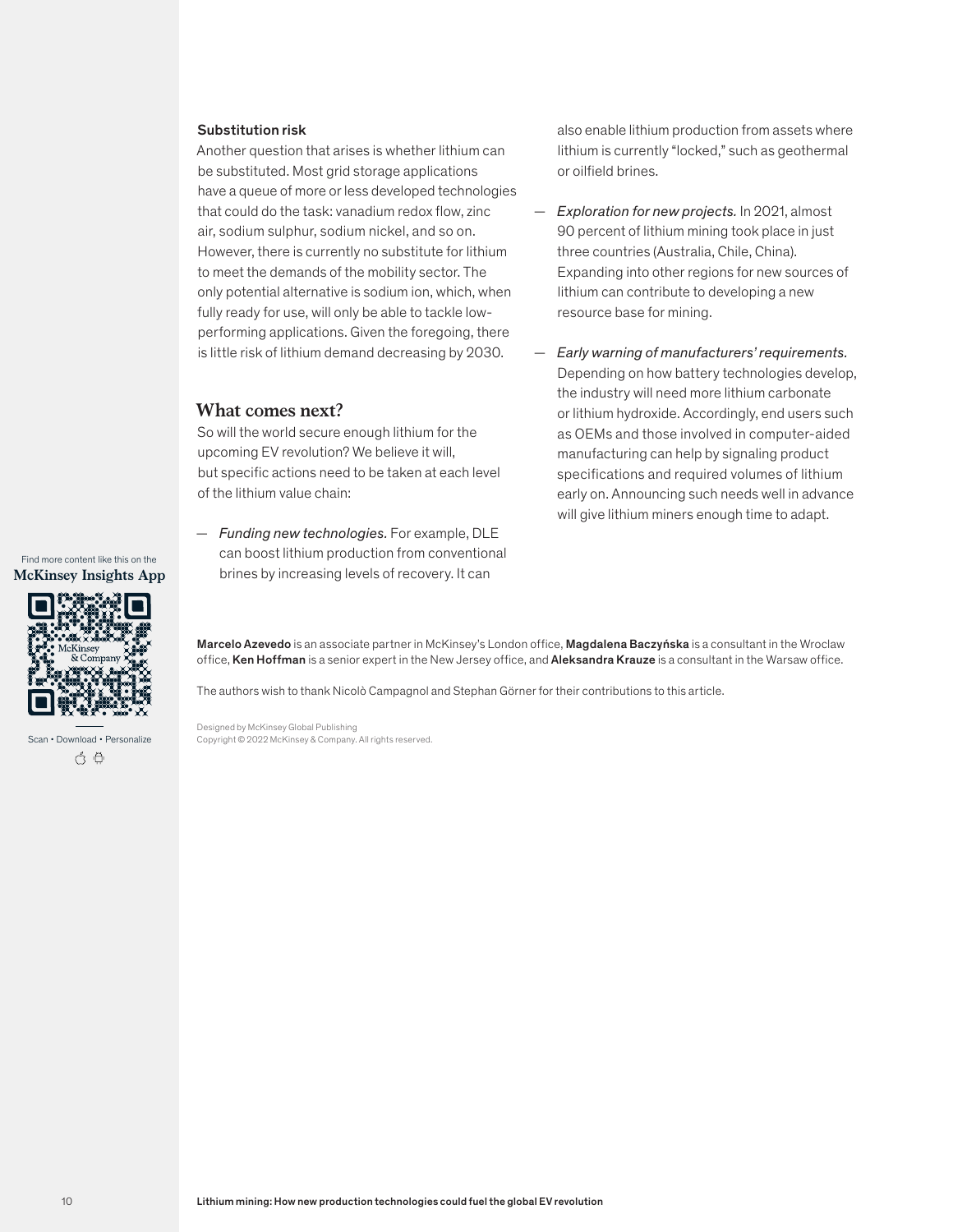### Substitution risk

Another question that arises is whether lithium can be substituted. Most grid storage applications have a queue of more or less developed technologies that could do the task: vanadium redox flow, zinc air, sodium sulphur, sodium nickel, and so on. However, there is currently no substitute for lithium to meet the demands of the mobility sector. The only potential alternative is sodium ion, which, when fully ready for use, will only be able to tackle low-performing applications. Given the foregoing, there is little risk of lithium demand decreasing by 2030.

## What comes next?

So will the world secure enough lithium for the upcoming EV revolution? We believe it will, but specific actions need to be taken at each level of the lithium value chain:

— *Funding new technologies.* For example, DLE can boost lithium production from conventional brines by increasing levels of recovery. It can also enable lithium production from assets where lithium is currently "locked," such as geothermal or oilfield brines.

— *Exploration for new projects.* In 2021, almost 90 percent of lithium mining took place in just three countries (Australia, Chile, China). Expanding into other regions for new sources of lithium can contribute to developing a new resource base for mining.

— *Early warning of manufacturers' requirements.* Depending on how battery technologies develop, the industry will need more lithium carbonate or lithium hydroxide. Accordingly, end users such as OEMs and those involved in computer-aided manufacturing can help by signaling product specifications and required volumes of lithium early on. Announcing such needs well in advance will give lithium miners enough time to adapt.

**Marcelo Azevedo** is an associate partner in McKinsey's London office, **Magdalena Baczyńska** is a consultant in the Wroclaw office, **Ken Hoffman** is a senior expert in the New Jersey office, and **Aleksandra Krauze** is a consultant in the Warsaw office.

The authors wish to thank Nicolò Campagnol and Stephan Görner for their contributions to this article.

Designed by McKinsey Global Publishing
Copyright © 2022 McKinsey & Company. All rights reserved.

Find more content like this on the
**McKinsey Insights App**

Scan • Download • Personalize